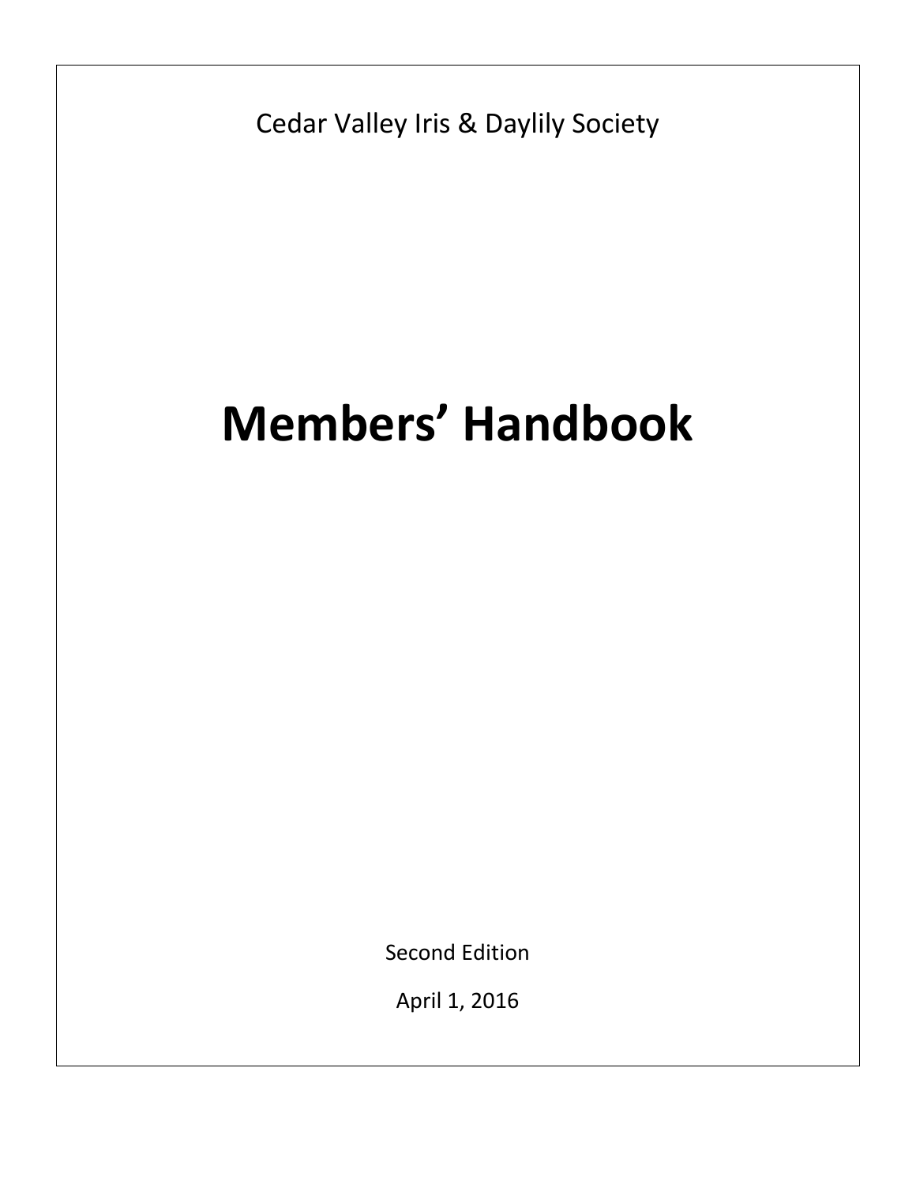Cedar Valley Iris & Daylily Society

# Members' Handbook

Second Edition

April 1, 2016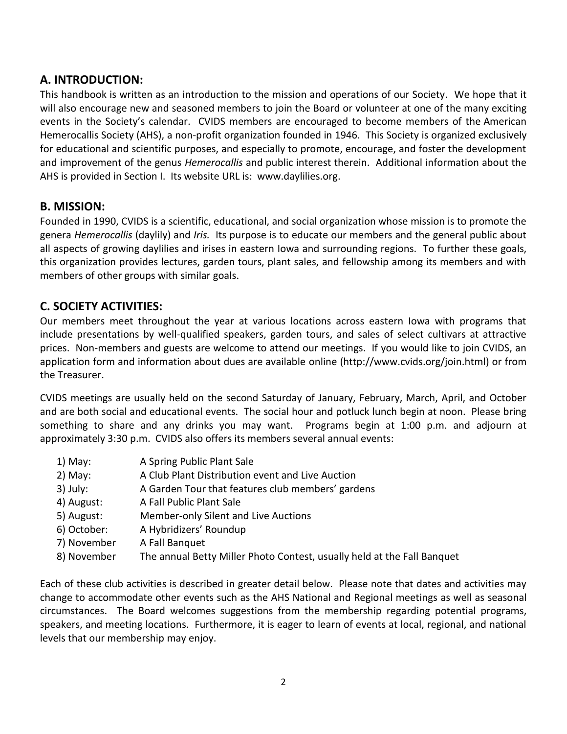## A. INTRODUCTION:

This handbook is written as an introduction to the mission and operations of our Society. We hope that it will also encourage new and seasoned members to join the Board or volunteer at one of the many exciting events in the Society's calendar. CVIDS members are encouraged to become members of the American Hemerocallis Society (AHS), a non-profit organization founded in 1946. This Society is organized exclusively for educational and scientific purposes, and especially to promote, encourage, and foster the development and improvement of the genus *Hemerocallis* and public interest therein. Additional information about the AHS is provided in Section I. Its website URL is: www.daylilies.org.

## B. MISSION:

Founded in 1990, CVIDS is a scientific, educational, and social organization whose mission is to promote the genera *Hemerocallis* (daylily) and *Iris.* Its purpose is to educate our members and the general public about all aspects of growing daylilies and irises in eastern Iowa and surrounding regions. To further these goals, this organization provides lectures, garden tours, plant sales, and fellowship among its members and with members of other groups with similar goals.

## C. SOCIETY ACTIVITIES:

Our members meet throughout the year at various locations across eastern Iowa with programs that include presentations by well-qualified speakers, garden tours, and sales of select cultivars at attractive prices. Non-members and guests are welcome to attend our meetings. If you would like to join CVIDS, an application form and information about dues are available online (http://www.cvids.org/join.html) or from the Treasurer.

CVIDS meetings are usually held on the second Saturday of January, February, March, April, and October and are both social and educational events. The social hour and potluck lunch begin at noon. Please bring something to share and any drinks you may want. Programs begin at 1:00 p.m. and adjourn at approximately 3:30 p.m. CVIDS also offers its members several annual events:

1) May: A Spring Public Plant Sale
2) May: A Club Plant Distribution event and Live Auction
3) July: A Garden Tour that features club members' gardens
4) August: A Fall Public Plant Sale
5) August: Member-only Silent and Live Auctions
6) October: A Hybridizers' Roundup
7) November A Fall Banquet
8) November The annual Betty Miller Photo Contest, usually held at the Fall Banquet

Each of these club activities is described in greater detail below. Please note that dates and activities may change to accommodate other events such as the AHS National and Regional meetings as well as seasonal circumstances. The Board welcomes suggestions from the membership regarding potential programs, speakers, and meeting locations. Furthermore, it is eager to learn of events at local, regional, and national levels that our membership may enjoy.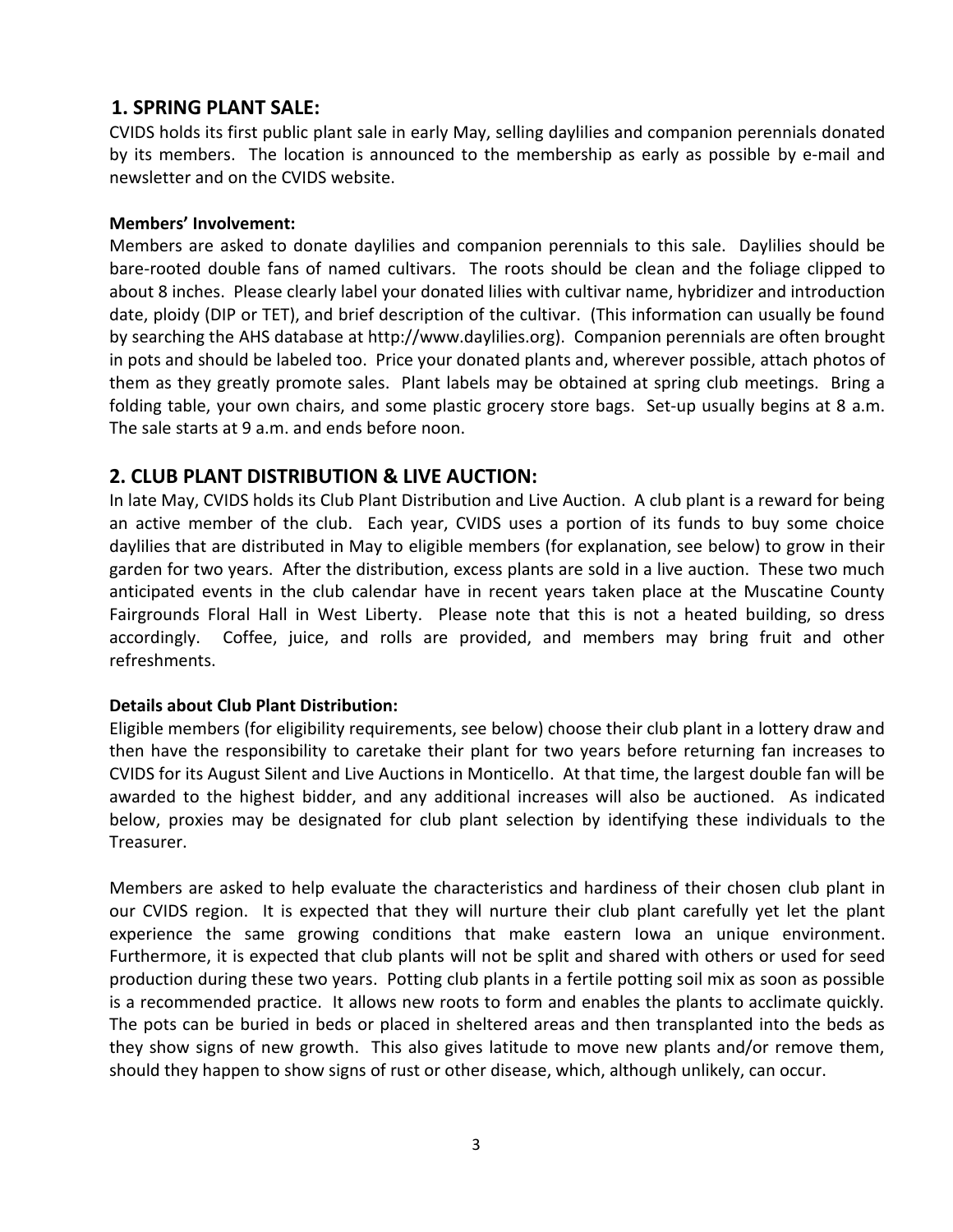## 1. SPRING PLANT SALE:

CVIDS holds its first public plant sale in early May, selling daylilies and companion perennials donated by its members. The location is announced to the membership as early as possible by e-mail and newsletter and on the CVIDS website.

**Members' Involvement:**

Members are asked to donate daylilies and companion perennials to this sale. Daylilies should be bare-rooted double fans of named cultivars. The roots should be clean and the foliage clipped to about 8 inches. Please clearly label your donated lilies with cultivar name, hybridizer and introduction date, ploidy (DIP or TET), and brief description of the cultivar. (This information can usually be found by searching the AHS database at http://www.daylilies.org). Companion perennials are often brought in pots and should be labeled too. Price your donated plants and, wherever possible, attach photos of them as they greatly promote sales. Plant labels may be obtained at spring club meetings. Bring a folding table, your own chairs, and some plastic grocery store bags. Set-up usually begins at 8 a.m. The sale starts at 9 a.m. and ends before noon.

## 2. CLUB PLANT DISTRIBUTION & LIVE AUCTION:

In late May, CVIDS holds its Club Plant Distribution and Live Auction. A club plant is a reward for being an active member of the club. Each year, CVIDS uses a portion of its funds to buy some choice daylilies that are distributed in May to eligible members (for explanation, see below) to grow in their garden for two years. After the distribution, excess plants are sold in a live auction. These two much anticipated events in the club calendar have in recent years taken place at the Muscatine County Fairgrounds Floral Hall in West Liberty. Please note that this is not a heated building, so dress accordingly. Coffee, juice, and rolls are provided, and members may bring fruit and other refreshments.

**Details about Club Plant Distribution:**

Eligible members (for eligibility requirements, see below) choose their club plant in a lottery draw and then have the responsibility to caretake their plant for two years before returning fan increases to CVIDS for its August Silent and Live Auctions in Monticello. At that time, the largest double fan will be awarded to the highest bidder, and any additional increases will also be auctioned. As indicated below, proxies may be designated for club plant selection by identifying these individuals to the Treasurer.

Members are asked to help evaluate the characteristics and hardiness of their chosen club plant in our CVIDS region. It is expected that they will nurture their club plant carefully yet let the plant experience the same growing conditions that make eastern Iowa an unique environment. Furthermore, it is expected that club plants will not be split and shared with others or used for seed production during these two years. Potting club plants in a fertile potting soil mix as soon as possible is a recommended practice. It allows new roots to form and enables the plants to acclimate quickly. The pots can be buried in beds or placed in sheltered areas and then transplanted into the beds as they show signs of new growth. This also gives latitude to move new plants and/or remove them, should they happen to show signs of rust or other disease, which, although unlikely, can occur.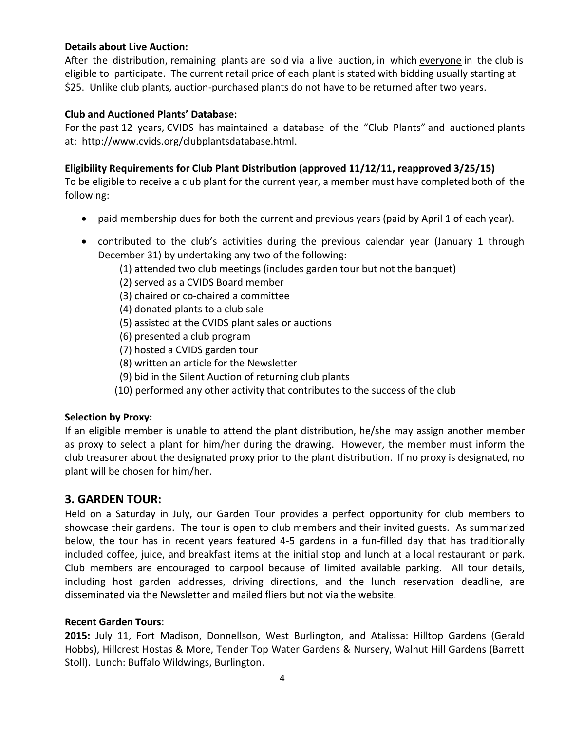**Details about Live Auction:**

After the distribution, remaining plants are sold via a live auction, in which everyone in the club is eligible to participate. The current retail price of each plant is stated with bidding usually starting at $25. Unlike club plants, auction-purchased plants do not have to be returned after two years.

**Club and Auctioned Plants' Database:**

For the past 12 years, CVIDS has maintained a database of the "Club Plants" and auctioned plants at: http://www.cvids.org/clubplantsdatabase.html.

**Eligibility Requirements for Club Plant Distribution (approved 11/12/11, reapproved 3/25/15)**

To be eligible to receive a club plant for the current year, a member must have completed both of the following:

- paid membership dues for both the current and previous years (paid by April 1 of each year).
- contributed to the club's activities during the previous calendar year (January 1 through December 31) by undertaking any two of the following:
  - (1) attended two club meetings (includes garden tour but not the banquet)
  - (2) served as a CVIDS Board member
  - (3) chaired or co-chaired a committee
  - (4) donated plants to a club sale
  - (5) assisted at the CVIDS plant sales or auctions
  - (6) presented a club program
  - (7) hosted a CVIDS garden tour
  - (8) written an article for the Newsletter
  - (9) bid in the Silent Auction of returning club plants
  - (10) performed any other activity that contributes to the success of the club

**Selection by Proxy:**

If an eligible member is unable to attend the plant distribution, he/she may assign another member as proxy to select a plant for him/her during the drawing. However, the member must inform the club treasurer about the designated proxy prior to the plant distribution. If no proxy is designated, no plant will be chosen for him/her.

## 3. GARDEN TOUR:

Held on a Saturday in July, our Garden Tour provides a perfect opportunity for club members to showcase their gardens. The tour is open to club members and their invited guests. As summarized below, the tour has in recent years featured 4-5 gardens in a fun-filled day that has traditionally included coffee, juice, and breakfast items at the initial stop and lunch at a local restaurant or park. Club members are encouraged to carpool because of limited available parking. All tour details, including host garden addresses, driving directions, and the lunch reservation deadline, are disseminated via the Newsletter and mailed fliers but not via the website.

**Recent Garden Tours**:

**2015:** July 11, Fort Madison, Donnellson, West Burlington, and Atalissa: Hilltop Gardens (Gerald Hobbs), Hillcrest Hostas & More, Tender Top Water Gardens & Nursery, Walnut Hill Gardens (Barrett Stoll). Lunch: Buffalo Wildwings, Burlington.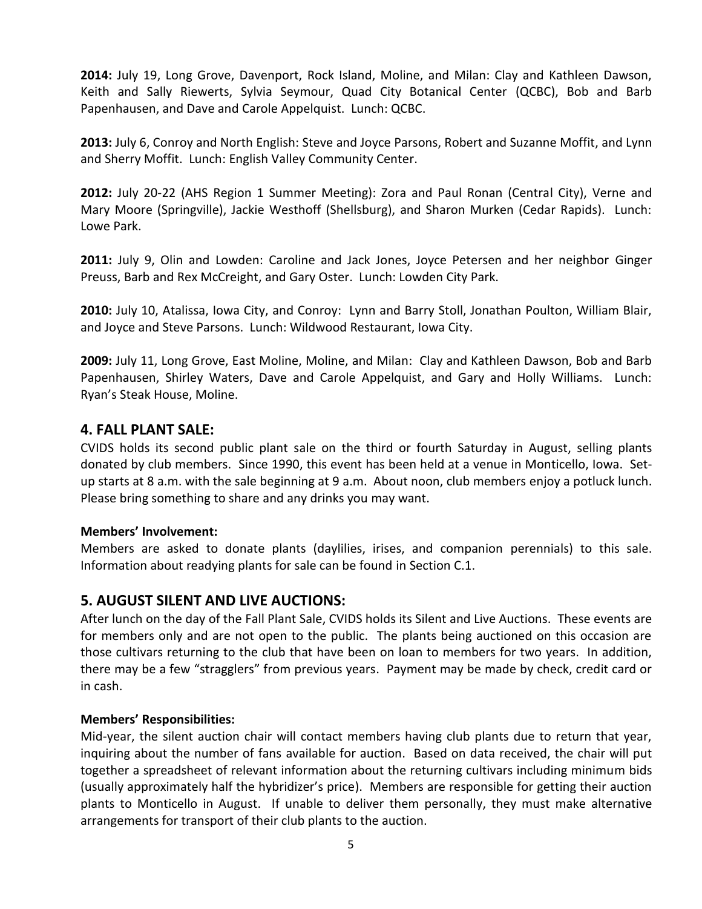**2014:** July 19, Long Grove, Davenport, Rock Island, Moline, and Milan: Clay and Kathleen Dawson, Keith and Sally Riewerts, Sylvia Seymour, Quad City Botanical Center (QCBC), Bob and Barb Papenhausen, and Dave and Carole Appelquist. Lunch: QCBC.

**2013:** July 6, Conroy and North English: Steve and Joyce Parsons, Robert and Suzanne Moffit, and Lynn and Sherry Moffit. Lunch: English Valley Community Center.

**2012:** July 20-22 (AHS Region 1 Summer Meeting): Zora and Paul Ronan (Central City), Verne and Mary Moore (Springville), Jackie Westhoff (Shellsburg), and Sharon Murken (Cedar Rapids). Lunch: Lowe Park.

**2011:** July 9, Olin and Lowden: Caroline and Jack Jones, Joyce Petersen and her neighbor Ginger Preuss, Barb and Rex McCreight, and Gary Oster. Lunch: Lowden City Park.

**2010:** July 10, Atalissa, Iowa City, and Conroy: Lynn and Barry Stoll, Jonathan Poulton, William Blair, and Joyce and Steve Parsons. Lunch: Wildwood Restaurant, Iowa City.

**2009:** July 11, Long Grove, East Moline, Moline, and Milan: Clay and Kathleen Dawson, Bob and Barb Papenhausen, Shirley Waters, Dave and Carole Appelquist, and Gary and Holly Williams. Lunch: Ryan's Steak House, Moline.

## 4. FALL PLANT SALE:

CVIDS holds its second public plant sale on the third or fourth Saturday in August, selling plants donated by club members. Since 1990, this event has been held at a venue in Monticello, Iowa. Set-up starts at 8 a.m. with the sale beginning at 9 a.m. About noon, club members enjoy a potluck lunch. Please bring something to share and any drinks you may want.

**Members' Involvement:**

Members are asked to donate plants (daylilies, irises, and companion perennials) to this sale. Information about readying plants for sale can be found in Section C.1.

## 5. AUGUST SILENT AND LIVE AUCTIONS:

After lunch on the day of the Fall Plant Sale, CVIDS holds its Silent and Live Auctions. These events are for members only and are not open to the public. The plants being auctioned on this occasion are those cultivars returning to the club that have been on loan to members for two years. In addition, there may be a few "stragglers" from previous years. Payment may be made by check, credit card or in cash.

**Members' Responsibilities:**

Mid-year, the silent auction chair will contact members having club plants due to return that year, inquiring about the number of fans available for auction. Based on data received, the chair will put together a spreadsheet of relevant information about the returning cultivars including minimum bids (usually approximately half the hybridizer's price). Members are responsible for getting their auction plants to Monticello in August. If unable to deliver them personally, they must make alternative arrangements for transport of their club plants to the auction.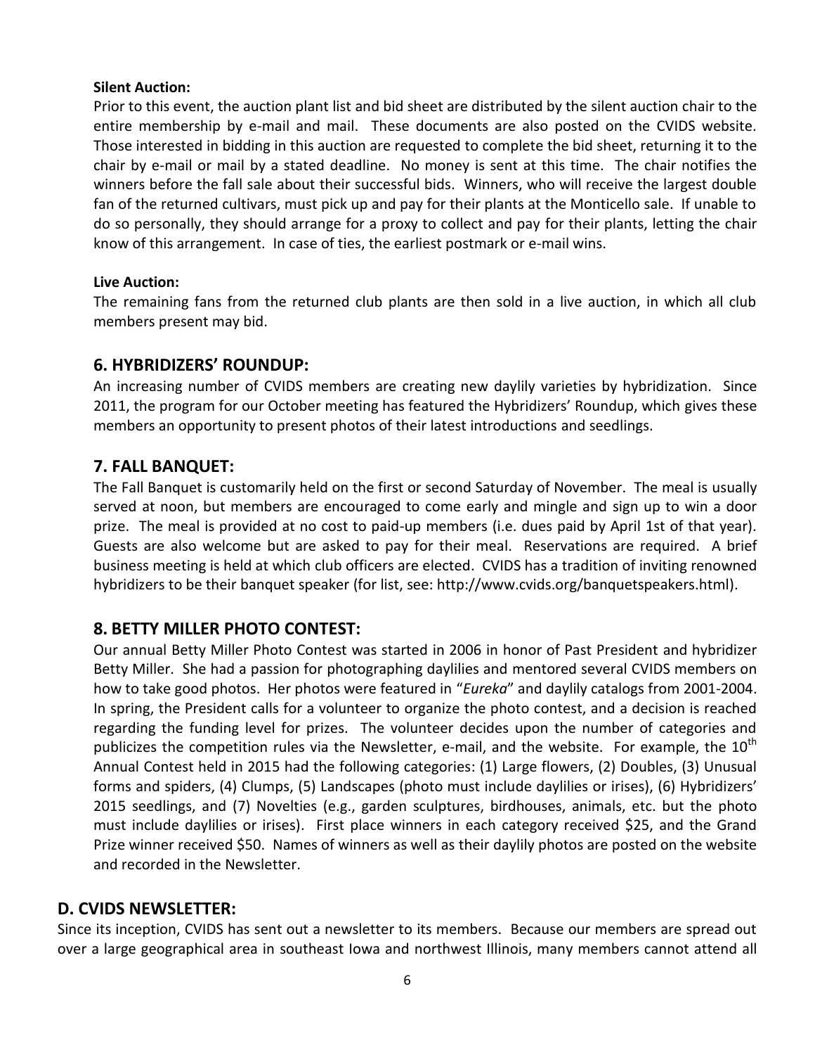**Silent Auction:**

Prior to this event, the auction plant list and bid sheet are distributed by the silent auction chair to the entire membership by e-mail and mail. These documents are also posted on the CVIDS website. Those interested in bidding in this auction are requested to complete the bid sheet, returning it to the chair by e-mail or mail by a stated deadline. No money is sent at this time. The chair notifies the winners before the fall sale about their successful bids. Winners, who will receive the largest double fan of the returned cultivars, must pick up and pay for their plants at the Monticello sale. If unable to do so personally, they should arrange for a proxy to collect and pay for their plants, letting the chair know of this arrangement. In case of ties, the earliest postmark or e-mail wins.

**Live Auction:**

The remaining fans from the returned club plants are then sold in a live auction, in which all club members present may bid.

### 6. HYBRIDIZERS' ROUNDUP:

An increasing number of CVIDS members are creating new daylily varieties by hybridization. Since 2011, the program for our October meeting has featured the Hybridizers' Roundup, which gives these members an opportunity to present photos of their latest introductions and seedlings.

### 7. FALL BANQUET:

The Fall Banquet is customarily held on the first or second Saturday of November. The meal is usually served at noon, but members are encouraged to come early and mingle and sign up to win a door prize. The meal is provided at no cost to paid-up members (i.e. dues paid by April 1st of that year). Guests are also welcome but are asked to pay for their meal. Reservations are required. A brief business meeting is held at which club officers are elected. CVIDS has a tradition of inviting renowned hybridizers to be their banquet speaker (for list, see: http://www.cvids.org/banquetspeakers.html).

### 8. BETTY MILLER PHOTO CONTEST:

Our annual Betty Miller Photo Contest was started in 2006 in honor of Past President and hybridizer Betty Miller. She had a passion for photographing daylilies and mentored several CVIDS members on how to take good photos. Her photos were featured in "*Eureka*" and daylily catalogs from 2001-2004. In spring, the President calls for a volunteer to organize the photo contest, and a decision is reached regarding the funding level for prizes. The volunteer decides upon the number of categories and publicizes the competition rules via the Newsletter, e-mail, and the website. For example, the 10th Annual Contest held in 2015 had the following categories: (1) Large flowers, (2) Doubles, (3) Unusual forms and spiders, (4) Clumps, (5) Landscapes (photo must include daylilies or irises), (6) Hybridizers' 2015 seedlings, and (7) Novelties (e.g., garden sculptures, birdhouses, animals, etc. but the photo must include daylilies or irises). First place winners in each category received $25, and the Grand Prize winner received $50. Names of winners as well as their daylily photos are posted on the website and recorded in the Newsletter.

## D. CVIDS NEWSLETTER:

Since its inception, CVIDS has sent out a newsletter to its members. Because our members are spread out over a large geographical area in southeast Iowa and northwest Illinois, many members cannot attend all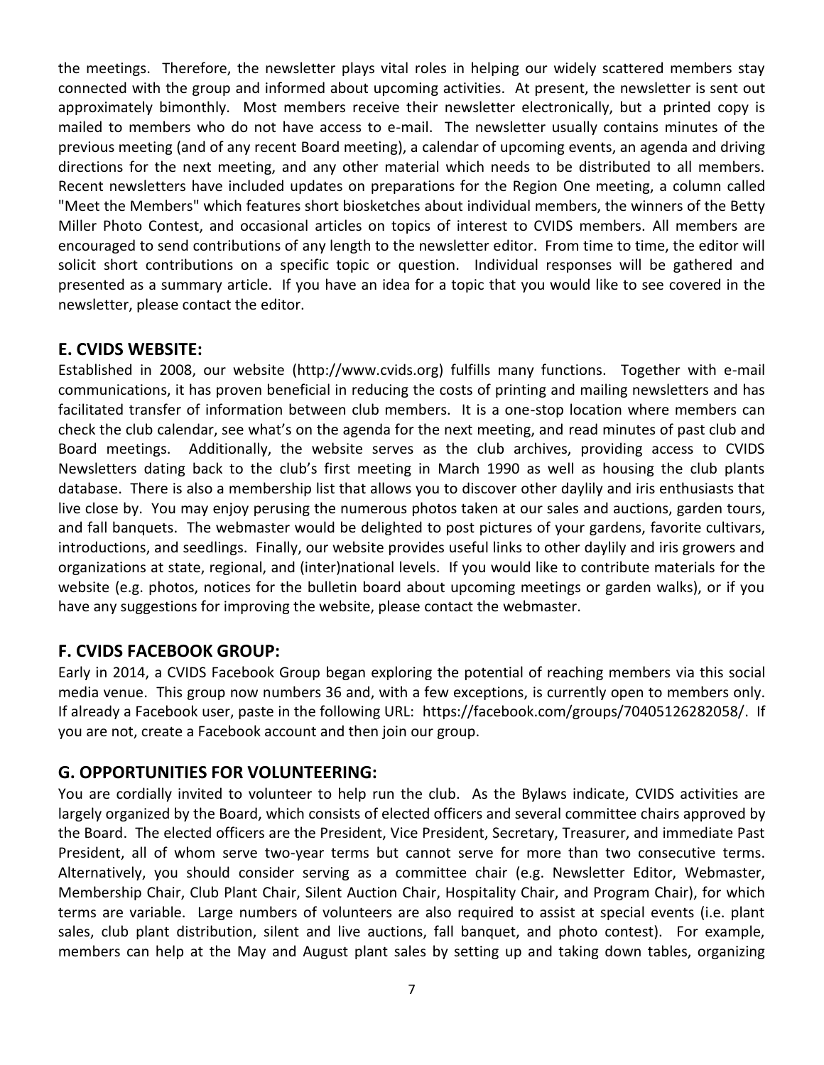the meetings. Therefore, the newsletter plays vital roles in helping our widely scattered members stay connected with the group and informed about upcoming activities. At present, the newsletter is sent out approximately bimonthly. Most members receive their newsletter electronically, but a printed copy is mailed to members who do not have access to e-mail. The newsletter usually contains minutes of the previous meeting (and of any recent Board meeting), a calendar of upcoming events, an agenda and driving directions for the next meeting, and any other material which needs to be distributed to all members. Recent newsletters have included updates on preparations for the Region One meeting, a column called "Meet the Members" which features short biosketches about individual members, the winners of the Betty Miller Photo Contest, and occasional articles on topics of interest to CVIDS members. All members are encouraged to send contributions of any length to the newsletter editor. From time to time, the editor will solicit short contributions on a specific topic or question. Individual responses will be gathered and presented as a summary article. If you have an idea for a topic that you would like to see covered in the newsletter, please contact the editor.

## E. CVIDS WEBSITE:

Established in 2008, our website (http://www.cvids.org) fulfills many functions. Together with e-mail communications, it has proven beneficial in reducing the costs of printing and mailing newsletters and has facilitated transfer of information between club members. It is a one-stop location where members can check the club calendar, see what's on the agenda for the next meeting, and read minutes of past club and Board meetings. Additionally, the website serves as the club archives, providing access to CVIDS Newsletters dating back to the club's first meeting in March 1990 as well as housing the club plants database. There is also a membership list that allows you to discover other daylily and iris enthusiasts that live close by. You may enjoy perusing the numerous photos taken at our sales and auctions, garden tours, and fall banquets. The webmaster would be delighted to post pictures of your gardens, favorite cultivars, introductions, and seedlings. Finally, our website provides useful links to other daylily and iris growers and organizations at state, regional, and (inter)national levels. If you would like to contribute materials for the website (e.g. photos, notices for the bulletin board about upcoming meetings or garden walks), or if you have any suggestions for improving the website, please contact the webmaster.

## F. CVIDS FACEBOOK GROUP:

Early in 2014, a CVIDS Facebook Group began exploring the potential of reaching members via this social media venue. This group now numbers 36 and, with a few exceptions, is currently open to members only. If already a Facebook user, paste in the following URL: https://facebook.com/groups/70405126282058/. If you are not, create a Facebook account and then join our group.

## G. OPPORTUNITIES FOR VOLUNTEERING:

You are cordially invited to volunteer to help run the club. As the Bylaws indicate, CVIDS activities are largely organized by the Board, which consists of elected officers and several committee chairs approved by the Board. The elected officers are the President, Vice President, Secretary, Treasurer, and immediate Past President, all of whom serve two-year terms but cannot serve for more than two consecutive terms. Alternatively, you should consider serving as a committee chair (e.g. Newsletter Editor, Webmaster, Membership Chair, Club Plant Chair, Silent Auction Chair, Hospitality Chair, and Program Chair), for which terms are variable. Large numbers of volunteers are also required to assist at special events (i.e. plant sales, club plant distribution, silent and live auctions, fall banquet, and photo contest). For example, members can help at the May and August plant sales by setting up and taking down tables, organizing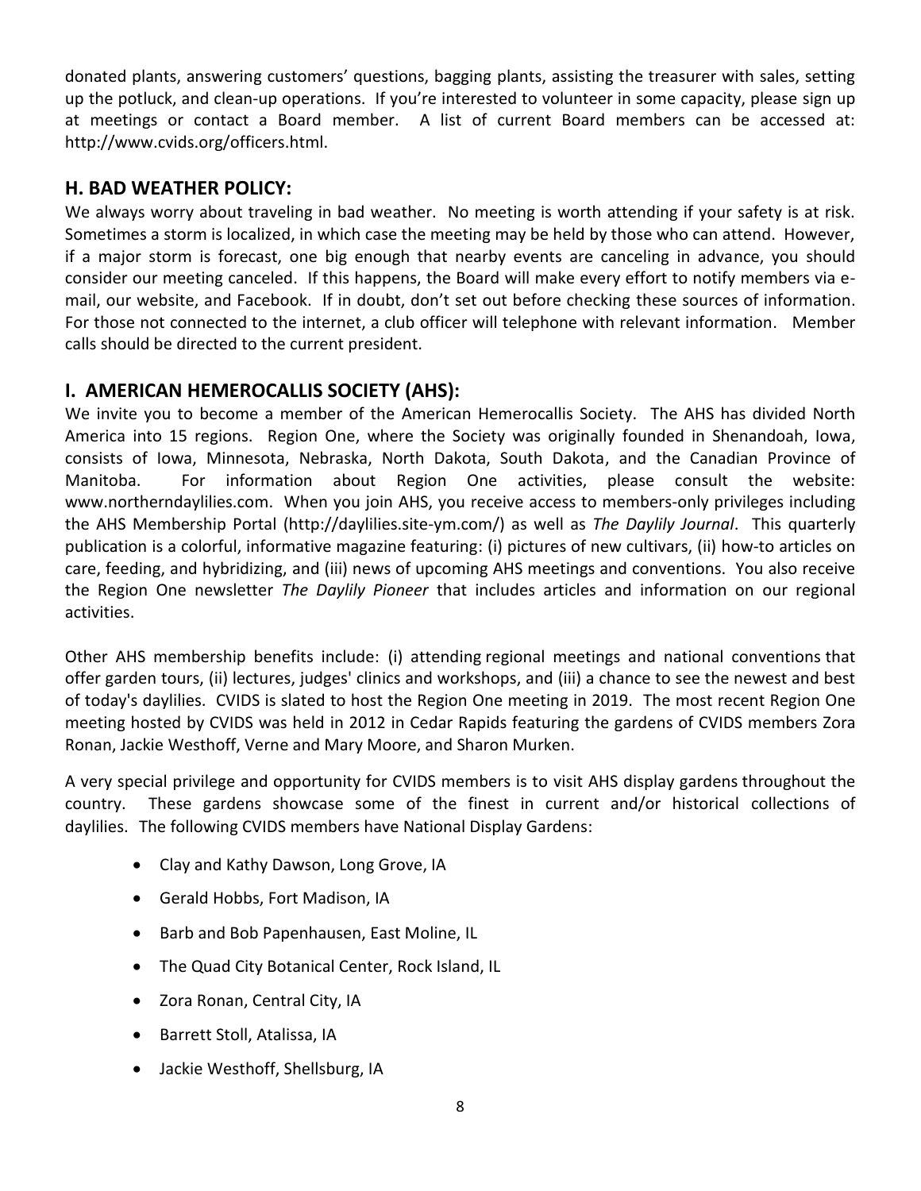donated plants, answering customers' questions, bagging plants, assisting the treasurer with sales, setting up the potluck, and clean-up operations. If you're interested to volunteer in some capacity, please sign up at meetings or contact a Board member. A list of current Board members can be accessed at: http://www.cvids.org/officers.html.

## H. BAD WEATHER POLICY:

We always worry about traveling in bad weather. No meeting is worth attending if your safety is at risk. Sometimes a storm is localized, in which case the meeting may be held by those who can attend. However, if a major storm is forecast, one big enough that nearby events are canceling in advance, you should consider our meeting canceled. If this happens, the Board will make every effort to notify members via e-mail, our website, and Facebook. If in doubt, don't set out before checking these sources of information. For those not connected to the internet, a club officer will telephone with relevant information. Member calls should be directed to the current president.

## I. AMERICAN HEMEROCALLIS SOCIETY (AHS):

We invite you to become a member of the American Hemerocallis Society. The AHS has divided North America into 15 regions. Region One, where the Society was originally founded in Shenandoah, Iowa, consists of Iowa, Minnesota, Nebraska, North Dakota, South Dakota, and the Canadian Province of Manitoba. For information about Region One activities, please consult the website: www.northerndaylilies.com. When you join AHS, you receive access to members-only privileges including the AHS Membership Portal (http://daylilies.site-ym.com/) as well as *The Daylily Journal*. This quarterly publication is a colorful, informative magazine featuring: (i) pictures of new cultivars, (ii) how-to articles on care, feeding, and hybridizing, and (iii) news of upcoming AHS meetings and conventions. You also receive the Region One newsletter *The Daylily Pioneer* that includes articles and information on our regional activities.

Other AHS membership benefits include: (i) attending regional meetings and national conventions that offer garden tours, (ii) lectures, judges' clinics and workshops, and (iii) a chance to see the newest and best of today's daylilies. CVIDS is slated to host the Region One meeting in 2019. The most recent Region One meeting hosted by CVIDS was held in 2012 in Cedar Rapids featuring the gardens of CVIDS members Zora Ronan, Jackie Westhoff, Verne and Mary Moore, and Sharon Murken.

A very special privilege and opportunity for CVIDS members is to visit AHS display gardens throughout the country. These gardens showcase some of the finest in current and/or historical collections of daylilies. The following CVIDS members have National Display Gardens:

- Clay and Kathy Dawson, Long Grove, IA
- Gerald Hobbs, Fort Madison, IA
- Barb and Bob Papenhausen, East Moline, IL
- The Quad City Botanical Center, Rock Island, IL
- Zora Ronan, Central City, IA
- Barrett Stoll, Atalissa, IA
- Jackie Westhoff, Shellsburg, IA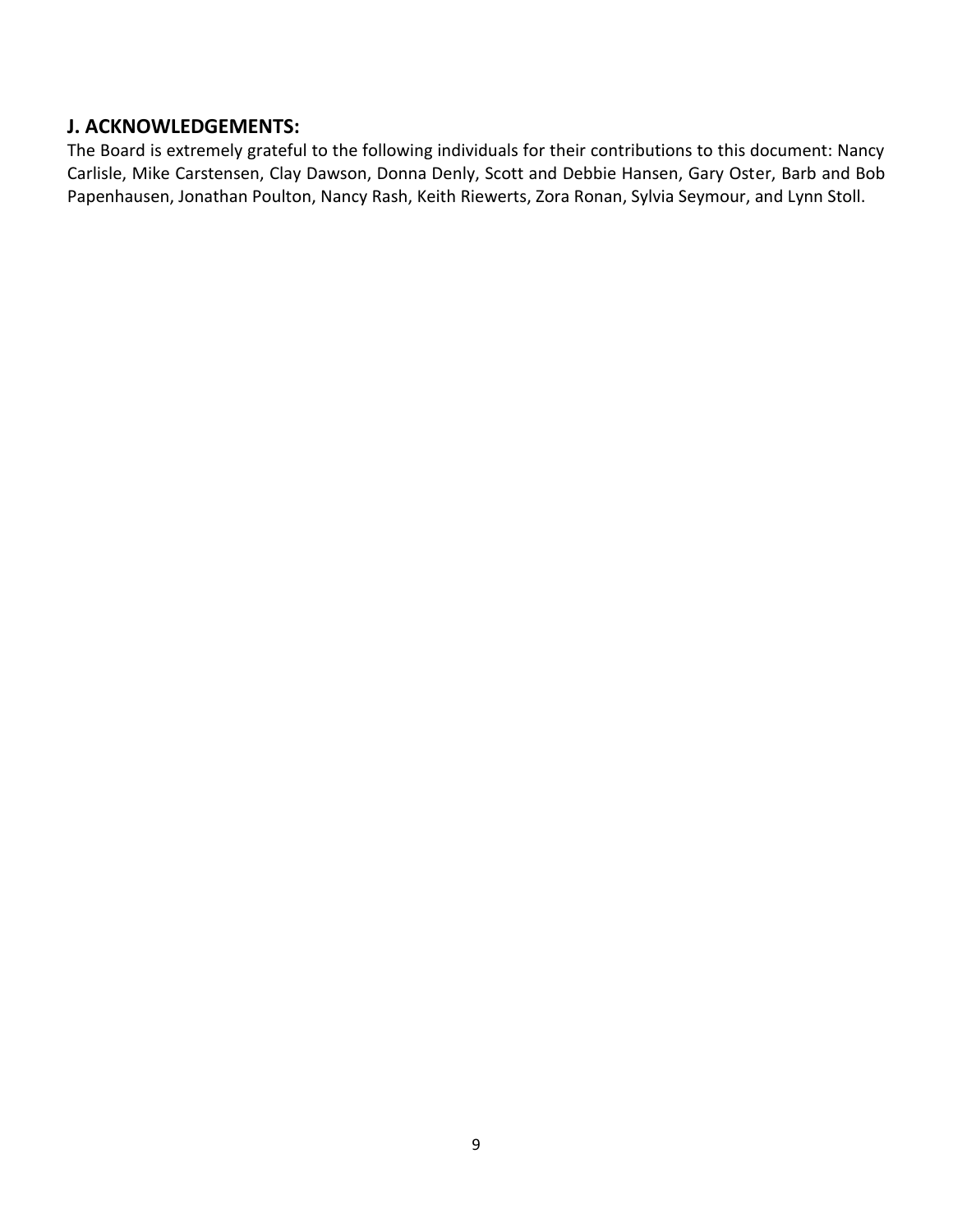## J. ACKNOWLEDGEMENTS:

The Board is extremely grateful to the following individuals for their contributions to this document: Nancy Carlisle, Mike Carstensen, Clay Dawson, Donna Denly, Scott and Debbie Hansen, Gary Oster, Barb and Bob Papenhausen, Jonathan Poulton, Nancy Rash, Keith Riewerts, Zora Ronan, Sylvia Seymour, and Lynn Stoll.